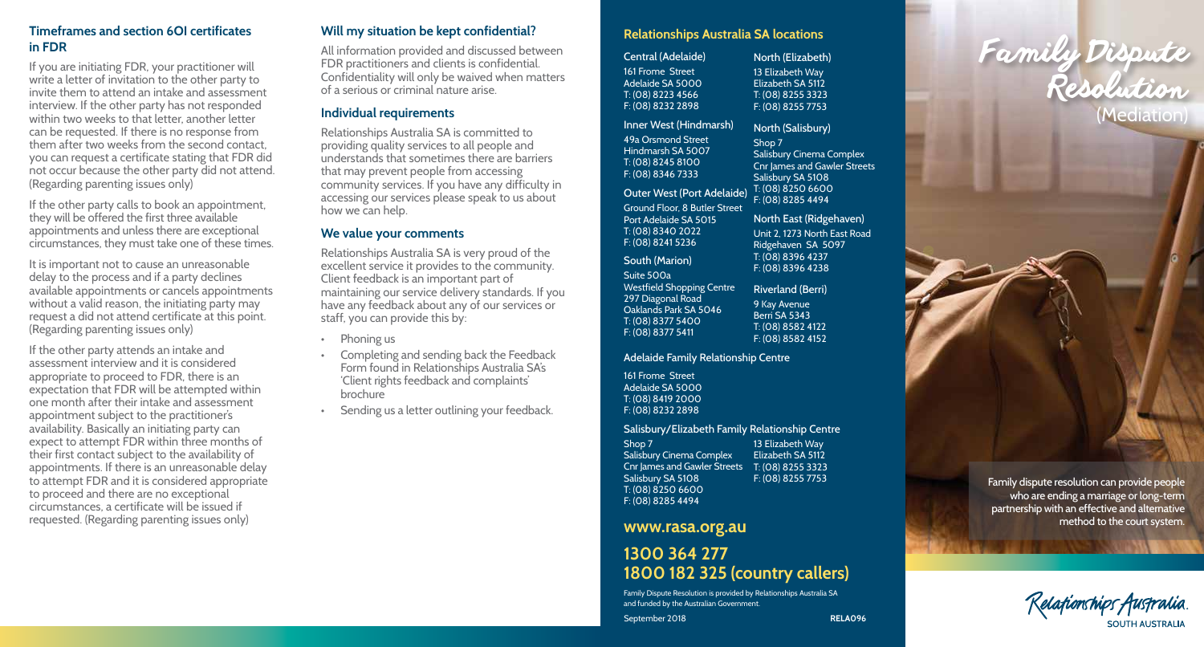## Timeframes and section 60I certificates in FDR

If you are initiating FDR, your practitioner will write a letter of invitation to the other party to invite them to attend an intake and assessment interview. If the other party has not responded within two weeks to that letter, another letter can be requested. If there is no response from them after two weeks from the second contact, you can request a certificate stating that FDR did not occur because the other party did not attend. (Regarding parenting issues only)

If the other party calls to book an appointment, they will be offered the first three available appointments and unless there are exceptional circumstances, they must take one of these times.

It is important not to cause an unreasonable delay to the process and if a party declines available appointments or cancels appointments without a valid reason, the initiating party may request a did not attend certificate at this point. (Regarding parenting issues only)

If the other party attends an intake and assessment interview and it is considered appropriate to proceed to FDR, there is an expectation that FDR will be attempted within one month after their intake and assessment appointment subject to the practitioner's availability. Basically an initiating party can expect to attempt FDR within three months of their first contact subject to the availability of appointments. If there is an unreasonable delay to attempt FDR and it is considered appropriate to proceed and there are no exceptional circumstances, a certificate will be issued if requested. (Regarding parenting issues only)

## Will my situation be kept confidential?

All information provided and discussed between FDR practitioners and clients is confidential. Confidentiality will only be waived when matters of a serious or criminal nature arise.

## Individual requirements

Relationships Australia SA is committed to providing quality services to all people and understands that sometimes there are barriers that may prevent people from accessing community services. If you have any difficulty in accessing our services please speak to us about how we can help.

## We value your comments

Relationships Australia SA is very proud of the excellent service it provides to the community. Client feedback is an important part of maintaining our service delivery standards. If you have any feedback about any of our services or staff, you can provide this by:

- Phoning us
- Completing and sending back the Feedback Form found in Relationships Australia SA's 'Client rights feedback and complaints' brochure
- Sending us a letter outlining your feedback.

## Relationships Australia SA locations

**Central (Adelaide)**
161 Frome Street
Adelaide SA 5000
T: (08) 8223 4566
F: (08) 8232 2898

**Inner West (Hindmarsh)**
49a Orsmond Street
Hindmarsh SA 5007
T: (08) 8245 8100
F: (08) 8346 7333

**Outer West (Port Adelaide)**
Ground Floor, 8 Butler Street
Port Adelaide SA 5015
T: (08) 8340 2022
F: (08) 8241 5236

**South (Marion)**
Suite 500a
Westfield Shopping Centre
297 Diagonal Road
Oaklands Park SA 5046
T: (08) 8377 5400
F: (08) 8377 5411

**North (Elizabeth)**
13 Elizabeth Way
Elizabeth SA 5112
T: (08) 8255 3323
F: (08) 8255 7753

**North (Salisbury)**
Shop 7
Salisbury Cinema Complex
Cnr James and Gawler Streets
Salisbury SA 5108
T: (08) 8250 6600
F: (08) 8285 4494

**North East (Ridgehaven)**
Unit 2, 1273 North East Road
Ridgehaven SA 5097
T: (08) 8396 4237
F: (08) 8396 4238

**Riverland (Berri)**
9 Kay Avenue
Berri SA 5343
T: (08) 8582 4122
F: (08) 8582 4152

**Adelaide Family Relationship Centre**

161 Frome Street
Adelaide SA 5000
T: (08) 8419 2000
F: (08) 8232 2898

**Salisbury/Elizabeth Family Relationship Centre**

Shop 7
Salisbury Cinema Complex
Cnr James and Gawler Streets
Salisbury SA 5108
T: (08) 8250 6600
F: (08) 8285 4494

13 Elizabeth Way
Elizabeth SA 5112
T: (08) 8255 3323
F: (08) 8255 7753

## www.rasa.org.au

## 1300 364 277
## 1800 182 325 (country callers)

Family Dispute Resolution is provided by Relationships Australia SA and funded by the Australian Government.

September 2018 RELA096

# Family Dispute Resolution (Mediation)

Family dispute resolution can provide people who are ending a marriage or long-term partnership with an effective and alternative method to the court system.

Relationships Australia.
SOUTH AUSTRALIA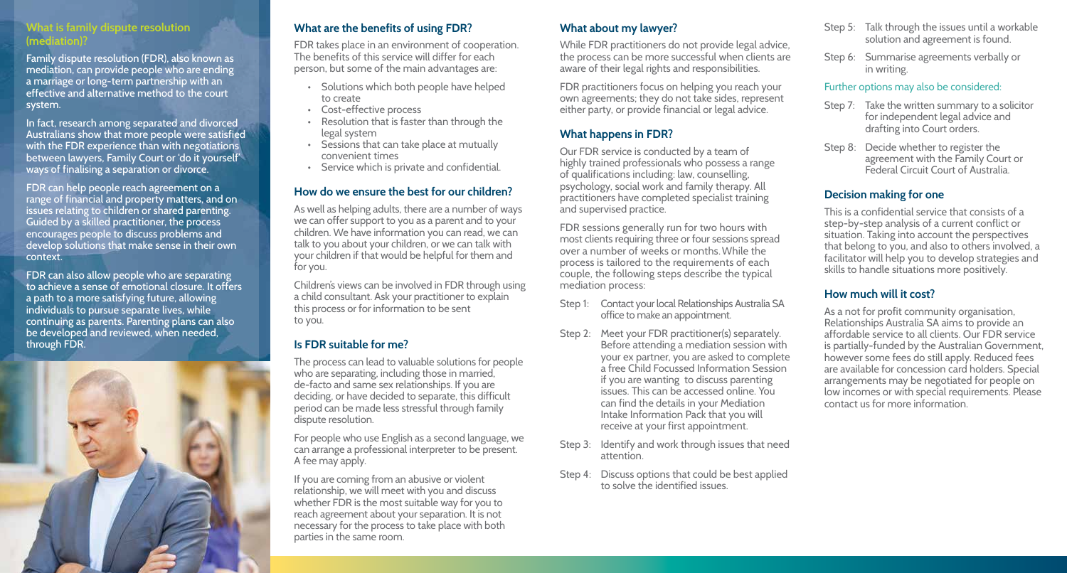## What is family dispute resolution (mediation)?

Family dispute resolution (FDR), also known as mediation, can provide people who are ending a marriage or long-term partnership with an effective and alternative method to the court system.

In fact, research among separated and divorced Australians show that more people were satisfied with the FDR experience than with negotiations between lawyers, Family Court or 'do it yourself' ways of finalising a separation or divorce.

FDR can help people reach agreement on a range of financial and property matters, and on issues relating to children or shared parenting. Guided by a skilled practitioner, the process encourages people to discuss problems and develop solutions that make sense in their own context.

FDR can also allow people who are separating to achieve a sense of emotional closure. It offers a path to a more satisfying future, allowing individuals to pursue separate lives, while continuing as parents. Parenting plans can also be developed and reviewed, when needed, through FDR.

## What are the benefits of using FDR?

FDR takes place in an environment of cooperation. The benefits of this service will differ for each person, but some of the main advantages are:

- Solutions which both people have helped to create
- Cost-effective process
- Resolution that is faster than through the legal system
- Sessions that can take place at mutually convenient times
- Service which is private and confidential.

## How do we ensure the best for our children?

As well as helping adults, there are a number of ways we can offer support to you as a parent and to your children. We have information you can read, we can talk to you about your children, or we can talk with your children if that would be helpful for them and for you.

Children's views can be involved in FDR through using a child consultant. Ask your practitioner to explain this process or for information to be sent to you.

## Is FDR suitable for me?

The process can lead to valuable solutions for people who are separating, including those in married, de-facto and same sex relationships. If you are deciding, or have decided to separate, this difficult period can be made less stressful through family dispute resolution.

For people who use English as a second language, we can arrange a professional interpreter to be present. A fee may apply.

If you are coming from an abusive or violent relationship, we will meet with you and discuss whether FDR is the most suitable way for you to reach agreement about your separation. It is not necessary for the process to take place with both parties in the same room.

## What about my lawyer?

While FDR practitioners do not provide legal advice, the process can be more successful when clients are aware of their legal rights and responsibilities.

FDR practitioners focus on helping you reach your own agreements; they do not take sides, represent either party, or provide financial or legal advice.

## What happens in FDR?

Our FDR service is conducted by a team of highly trained professionals who possess a range of qualifications including: law, counselling, psychology, social work and family therapy. All practitioners have completed specialist training and supervised practice.

FDR sessions generally run for two hours with most clients requiring three or four sessions spread over a number of weeks or months. While the process is tailored to the requirements of each couple, the following steps describe the typical mediation process:

- Step 1: Contact your local Relationships Australia SA office to make an appointment.
- Step 2: Meet your FDR practitioner(s) separately. Before attending a mediation session with your ex partner, you are asked to complete a free Child Focussed Information Session if you are wanting to discuss parenting issues. This can be accessed online. You can find the details in your Mediation Intake Information Pack that you will receive at your first appointment.
- Step 3: Identify and work through issues that need attention.
- Step 4: Discuss options that could be best applied to solve the identified issues.
- Step 5: Talk through the issues until a workable solution and agreement is found.
- Step 6: Summarise agreements verbally or in writing.

Further options may also be considered:

- Step 7: Take the written summary to a solicitor for independent legal advice and drafting into Court orders.
- Step 8: Decide whether to register the agreement with the Family Court or Federal Circuit Court of Australia.

## Decision making for one

This is a confidential service that consists of a step-by-step analysis of a current conflict or situation. Taking into account the perspectives that belong to you, and also to others involved, a facilitator will help you to develop strategies and skills to handle situations more positively.

## How much will it cost?

As a not for profit community organisation, Relationships Australia SA aims to provide an affordable service to all clients. Our FDR service is partially-funded by the Australian Government, however some fees do still apply. Reduced fees are available for concession card holders. Special arrangements may be negotiated for people on low incomes or with special requirements. Please contact us for more information.